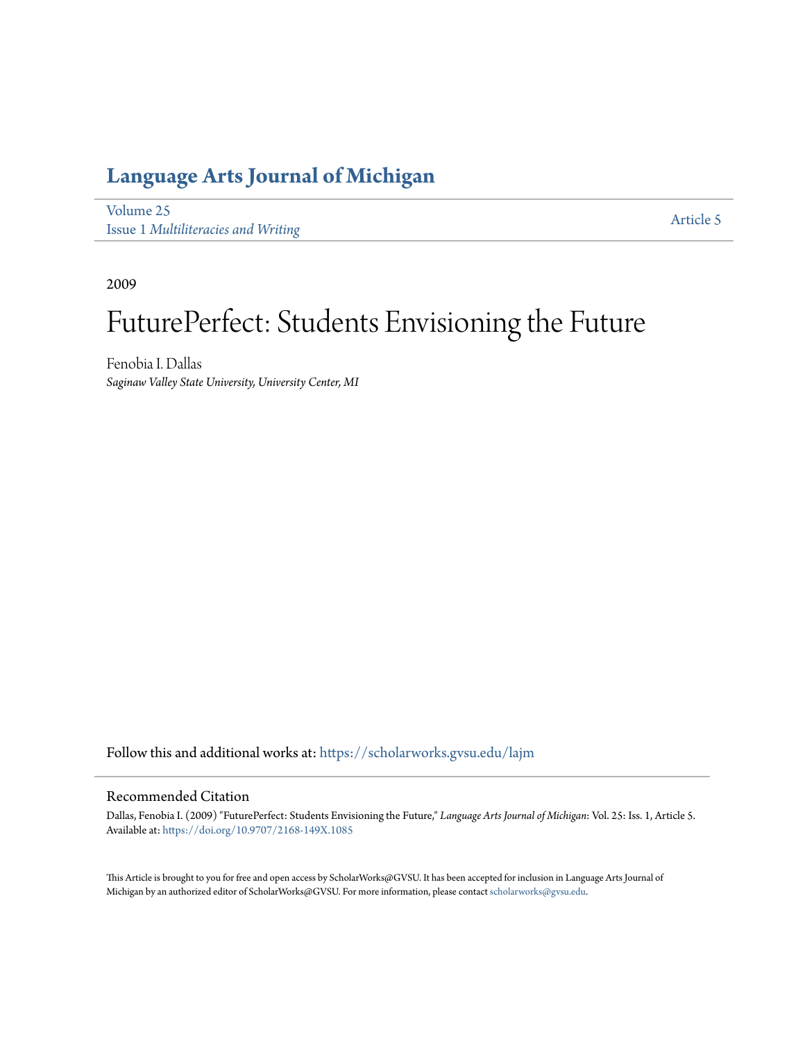# Language Arts Journal of Michigan

Volume 25
Issue 1 *Multiliteracies and Writing*

Article 5

2009

# FuturePerfect: Students Envisioning the Future

Fenobia I. Dallas
*Saginaw Valley State University, University Center, MI*

Follow this and additional works at: https://scholarworks.gvsu.edu/lajm

## Recommended Citation

Dallas, Fenobia I. (2009) "FuturePerfect: Students Envisioning the Future," *Language Arts Journal of Michigan*: Vol. 25: Iss. 1, Article 5.
Available at: https://doi.org/10.9707/2168-149X.1085

This Article is brought to you for free and open access by ScholarWorks@GVSU. It has been accepted for inclusion in Language Arts Journal of Michigan by an authorized editor of ScholarWorks@GVSU. For more information, please contact scholarworks@gvsu.edu.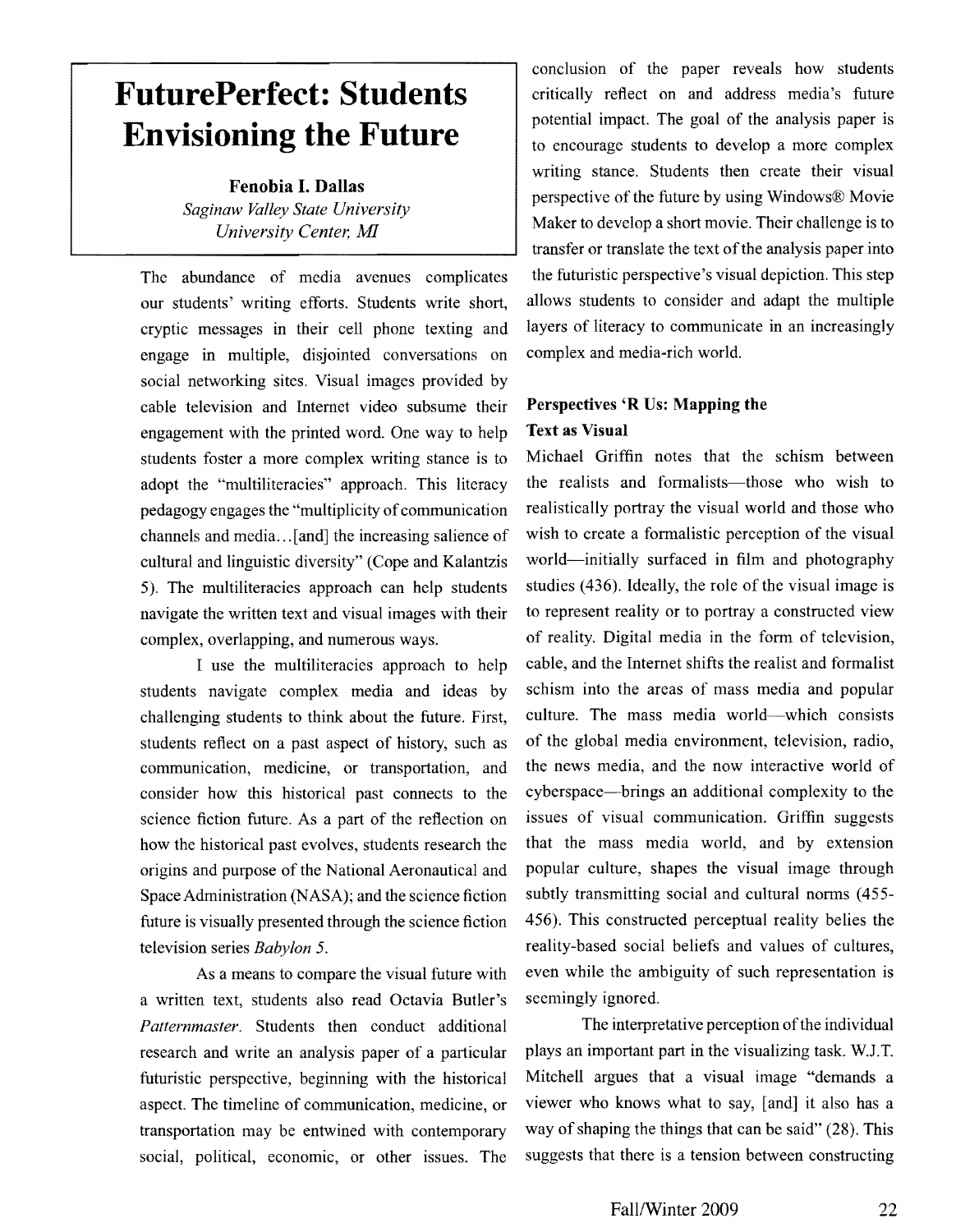# FuturePerfect: Students Envisioning the Future

**Fenobia I. Dallas**
*Saginaw Valley State University*
*University Center, MI*

The abundance of media avenues complicates our students' writing efforts. Students write short, cryptic messages in their cell phone texting and engage in multiple, disjointed conversations on social networking sites. Visual images provided by cable television and Internet video subsume their engagement with the printed word. One way to help students foster a more complex writing stance is to adopt the "multiliteracies" approach. This literacy pedagogy engages the "multiplicity of communication channels and media…[and] the increasing salience of cultural and linguistic diversity" (Cope and Kalantzis 5). The multiliteracies approach can help students navigate the written text and visual images with their complex, overlapping, and numerous ways.

I use the multiliteracies approach to help students navigate complex media and ideas by challenging students to think about the future. First, students reflect on a past aspect of history, such as communication, medicine, or transportation, and consider how this historical past connects to the science fiction future. As a part of the reflection on how the historical past evolves, students research the origins and purpose of the National Aeronautical and Space Administration (NASA); and the science fiction future is visually presented through the science fiction television series *Babylon 5*.

As a means to compare the visual future with a written text, students also read Octavia Butler's *Patternmaster*. Students then conduct additional research and write an analysis paper of a particular futuristic perspective, beginning with the historical aspect. The timeline of communication, medicine, or transportation may be entwined with contemporary social, political, economic, or other issues. The conclusion of the paper reveals how students critically reflect on and address media's future potential impact. The goal of the analysis paper is to encourage students to develop a more complex writing stance. Students then create their visual perspective of the future by using Windows® Movie Maker to develop a short movie. Their challenge is to transfer or translate the text of the analysis paper into the futuristic perspective's visual depiction. This step allows students to consider and adapt the multiple layers of literacy to communicate in an increasingly complex and media-rich world.

## Perspectives 'R Us: Mapping the Text as Visual

Michael Griffin notes that the schism between the realists and formalists—those who wish to realistically portray the visual world and those who wish to create a formalistic perception of the visual world—initially surfaced in film and photography studies (436). Ideally, the role of the visual image is to represent reality or to portray a constructed view of reality. Digital media in the form of television, cable, and the Internet shifts the realist and formalist schism into the areas of mass media and popular culture. The mass media world—which consists of the global media environment, television, radio, the news media, and the now interactive world of cyberspace—brings an additional complexity to the issues of visual communication. Griffin suggests that the mass media world, and by extension popular culture, shapes the visual image through subtly transmitting social and cultural norms (455-456). This constructed perceptual reality belies the reality-based social beliefs and values of cultures, even while the ambiguity of such representation is seemingly ignored.

The interpretative perception of the individual plays an important part in the visualizing task. W.J.T. Mitchell argues that a visual image "demands a viewer who knows what to say, [and] it also has a way of shaping the things that can be said" (28). This suggests that there is a tension between constructing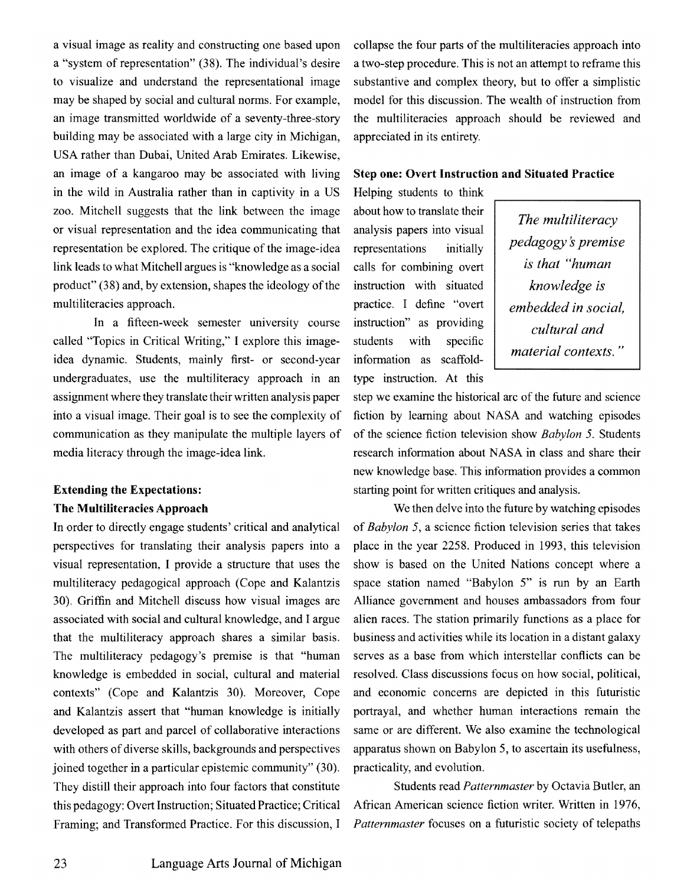a visual image as reality and constructing one based upon a "system of representation" (38). The individual's desire to visualize and understand the representational image may be shaped by social and cultural norms. For example, an image transmitted worldwide of a seventy-three-story building may be associated with a large city in Michigan, USA rather than Dubai, United Arab Emirates. Likewise, an image of a kangaroo may be associated with living in the wild in Australia rather than in captivity in a US zoo. Mitchell suggests that the link between the image or visual representation and the idea communicating that representation be explored. The critique of the image-idea link leads to what Mitchell argues is "knowledge as a social product" (38) and, by extension, shapes the ideology of the multiliteracies approach.

In a fifteen-week semester university course called "Topics in Critical Writing," I explore this image-idea dynamic. Students, mainly first- or second-year undergraduates, use the multiliteracy approach in an assignment where they translate their written analysis paper into a visual image. Their goal is to see the complexity of communication as they manipulate the multiple layers of media literacy through the image-idea link.

## Extending the Expectations: The Multiliteracies Approach

In order to directly engage students' critical and analytical perspectives for translating their analysis papers into a visual representation, I provide a structure that uses the multiliteracy pedagogical approach (Cope and Kalantzis 30). Griffin and Mitchell discuss how visual images are associated with social and cultural knowledge, and I argue that the multiliteracy approach shares a similar basis. The multiliteracy pedagogy's premise is that "human knowledge is embedded in social, cultural and material contexts" (Cope and Kalantzis 30). Moreover, Cope and Kalantzis assert that "human knowledge is initially developed as part and parcel of collaborative interactions with others of diverse skills, backgrounds and perspectives joined together in a particular epistemic community" (30). They distill their approach into four factors that constitute this pedagogy: Overt Instruction; Situated Practice; Critical Framing; and Transformed Practice. For this discussion, I collapse the four parts of the multiliteracies approach into a two-step procedure. This is not an attempt to reframe this substantive and complex theory, but to offer a simplistic model for this discussion. The wealth of instruction from the multiliteracies approach should be reviewed and appreciated in its entirety.

### Step one: Overt Instruction and Situated Practice

Helping students to think about how to translate their analysis papers into visual representations initially calls for combining overt instruction with situated practice. I define "overt instruction" as providing students with specific information as scaffold-type instruction. At this step we examine the historical arc of the future and science fiction by learning about NASA and watching episodes of the science fiction television show *Babylon 5*. Students research information about NASA in class and share their new knowledge base. This information provides a common starting point for written critiques and analysis.

> *The multiliteracy pedagogy's premise is that "human knowledge is embedded in social, cultural and material contexts."*

We then delve into the future by watching episodes of *Babylon 5*, a science fiction television series that takes place in the year 2258. Produced in 1993, this television show is based on the United Nations concept where a space station named "Babylon 5" is run by an Earth Alliance government and houses ambassadors from four alien races. The station primarily functions as a place for business and activities while its location in a distant galaxy serves as a base from which interstellar conflicts can be resolved. Class discussions focus on how social, political, and economic concerns are depicted in this futuristic portrayal, and whether human interactions remain the same or are different. We also examine the technological apparatus shown on Babylon 5, to ascertain its usefulness, practicality, and evolution.

Students read *Patternmaster* by Octavia Butler, an African American science fiction writer. Written in 1976, *Patternmaster* focuses on a futuristic society of telepaths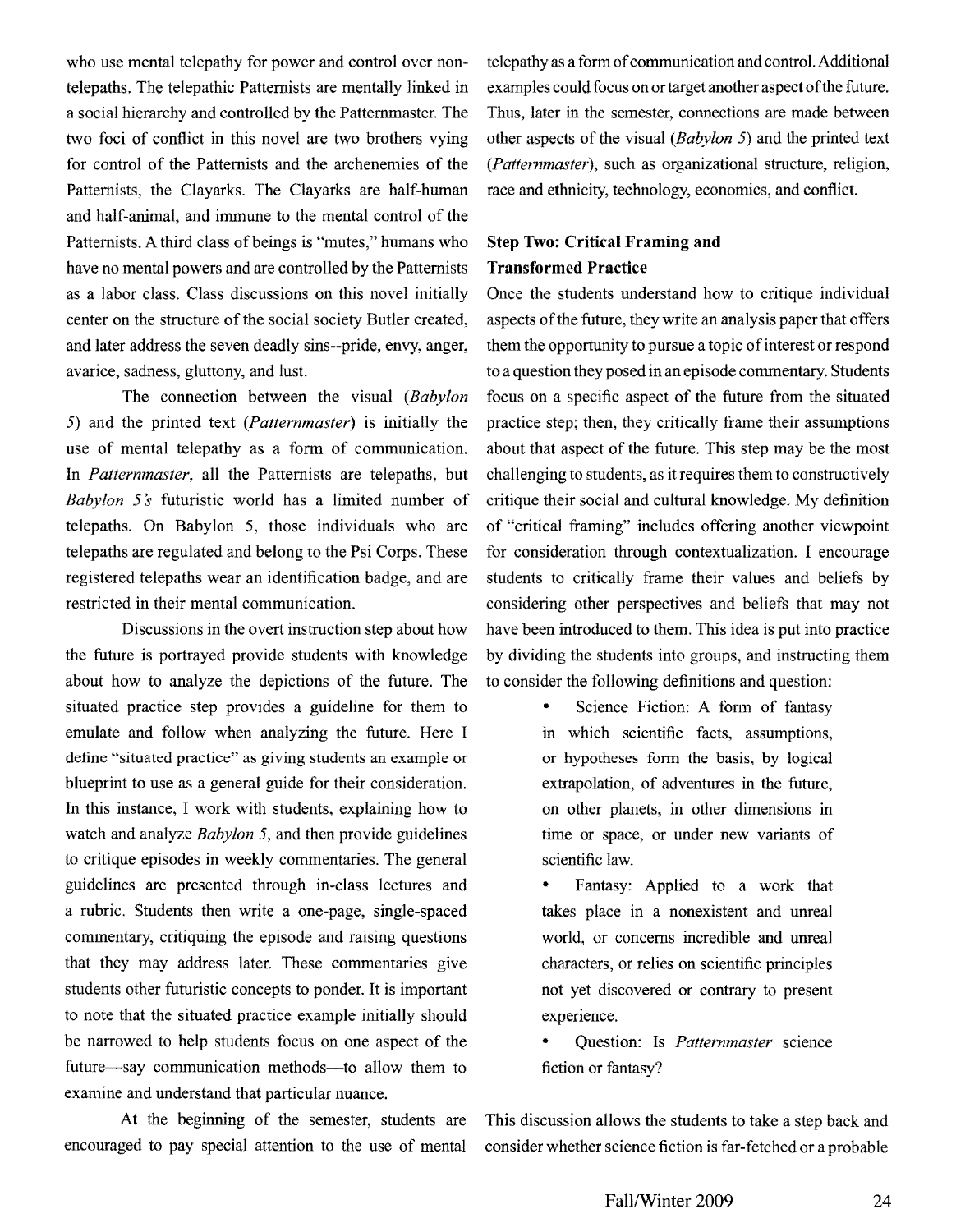who use mental telepathy for power and control over non-telepaths. The telepathic Patternists are mentally linked in a social hierarchy and controlled by the Patternmaster. The two foci of conflict in this novel are two brothers vying for control of the Patternists and the archenemies of the Patternists, the Clayarks. The Clayarks are half-human and half-animal, and immune to the mental control of the Patternists. A third class of beings is "mutes," humans who have no mental powers and are controlled by the Patternists as a labor class. Class discussions on this novel initially center on the structure of the social society Butler created, and later address the seven deadly sins--pride, envy, anger, avarice, sadness, gluttony, and lust.

The connection between the visual (*Babylon 5*) and the printed text (*Patternmaster*) is initially the use of mental telepathy as a form of communication. In *Patternmaster*, all the Patternists are telepaths, but *Babylon 5's* futuristic world has a limited number of telepaths. On Babylon 5, those individuals who are telepaths are regulated and belong to the Psi Corps. These registered telepaths wear an identification badge, and are restricted in their mental communication.

Discussions in the overt instruction step about how the future is portrayed provide students with knowledge about how to analyze the depictions of the future. The situated practice step provides a guideline for them to emulate and follow when analyzing the future. Here I define "situated practice" as giving students an example or blueprint to use as a general guide for their consideration. In this instance, I work with students, explaining how to watch and analyze *Babylon 5*, and then provide guidelines to critique episodes in weekly commentaries. The general guidelines are presented through in-class lectures and a rubric. Students then write a one-page, single-spaced commentary, critiquing the episode and raising questions that they may address later. These commentaries give students other futuristic concepts to ponder. It is important to note that the situated practice example initially should be narrowed to help students focus on one aspect of the future—say communication methods—to allow them to examine and understand that particular nuance.

At the beginning of the semester, students are encouraged to pay special attention to the use of mental telepathy as a form of communication and control. Additional examples could focus on or target another aspect of the future. Thus, later in the semester, connections are made between other aspects of the visual (*Babylon 5*) and the printed text (*Patternmaster*), such as organizational structure, religion, race and ethnicity, technology, economics, and conflict.

## Step Two: Critical Framing and Transformed Practice

Once the students understand how to critique individual aspects of the future, they write an analysis paper that offers them the opportunity to pursue a topic of interest or respond to a question they posed in an episode commentary. Students focus on a specific aspect of the future from the situated practice step; then, they critically frame their assumptions about that aspect of the future. This step may be the most challenging to students, as it requires them to constructively critique their social and cultural knowledge. My definition of "critical framing" includes offering another viewpoint for consideration through contextualization. I encourage students to critically frame their values and beliefs by considering other perspectives and beliefs that may not have been introduced to them. This idea is put into practice by dividing the students into groups, and instructing them to consider the following definitions and question:

- Science Fiction: A form of fantasy in which scientific facts, assumptions, or hypotheses form the basis, by logical extrapolation, of adventures in the future, on other planets, in other dimensions in time or space, or under new variants of scientific law.
- Fantasy: Applied to a work that takes place in a nonexistent and unreal world, or concerns incredible and unreal characters, or relies on scientific principles not yet discovered or contrary to present experience.
- Question: Is *Patternmaster* science fiction or fantasy?

This discussion allows the students to take a step back and consider whether science fiction is far-fetched or a probable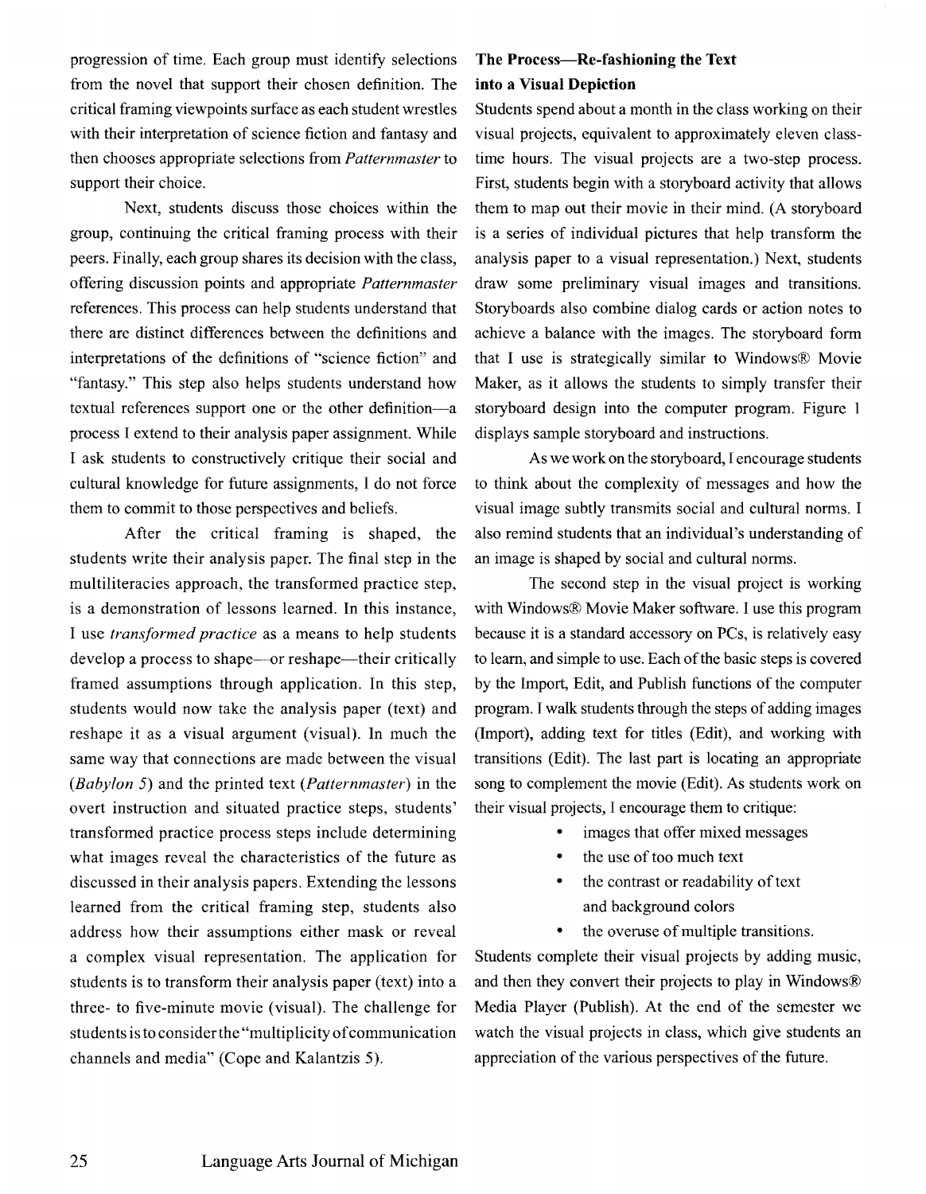progression of time. Each group must identify selections from the novel that support their chosen definition. The critical framing viewpoints surface as each student wrestles with their interpretation of science fiction and fantasy and then chooses appropriate selections from *Patternmaster* to support their choice.

Next, students discuss those choices within the group, continuing the critical framing process with their peers. Finally, each group shares its decision with the class, offering discussion points and appropriate *Patternmaster* references. This process can help students understand that there are distinct differences between the definitions and interpretations of the definitions of "science fiction" and "fantasy." This step also helps students understand how textual references support one or the other definition—a process I extend to their analysis paper assignment. While I ask students to constructively critique their social and cultural knowledge for future assignments, I do not force them to commit to those perspectives and beliefs.

After the critical framing is shaped, the students write their analysis paper. The final step in the multiliteracies approach, the transformed practice step, is a demonstration of lessons learned. In this instance, I use *transformed practice* as a means to help students develop a process to shape—or reshape—their critically framed assumptions through application. In this step, students would now take the analysis paper (text) and reshape it as a visual argument (visual). In much the same way that connections are made between the visual (*Babylon 5*) and the printed text (*Patternmaster*) in the overt instruction and situated practice steps, students' transformed practice process steps include determining what images reveal the characteristics of the future as discussed in their analysis papers. Extending the lessons learned from the critical framing step, students also address how their assumptions either mask or reveal a complex visual representation. The application for students is to transform their analysis paper (text) into a three- to five-minute movie (visual). The challenge for students is to consider the "multiplicity of communication channels and media" (Cope and Kalantzis 5).

## The Process—Re-fashioning the Text into a Visual Depiction

Students spend about a month in the class working on their visual projects, equivalent to approximately eleven class-time hours. The visual projects are a two-step process. First, students begin with a storyboard activity that allows them to map out their movie in their mind. (A storyboard is a series of individual pictures that help transform the analysis paper to a visual representation.) Next, students draw some preliminary visual images and transitions. Storyboards also combine dialog cards or action notes to achieve a balance with the images. The storyboard form that I use is strategically similar to Windows® Movie Maker, as it allows the students to simply transfer their storyboard design into the computer program. Figure 1 displays sample storyboard and instructions.

As we work on the storyboard, I encourage students to think about the complexity of messages and how the visual image subtly transmits social and cultural norms. I also remind students that an individual's understanding of an image is shaped by social and cultural norms.

The second step in the visual project is working with Windows® Movie Maker software. I use this program because it is a standard accessory on PCs, is relatively easy to learn, and simple to use. Each of the basic steps is covered by the Import, Edit, and Publish functions of the computer program. I walk students through the steps of adding images (Import), adding text for titles (Edit), and working with transitions (Edit). The last part is locating an appropriate song to complement the movie (Edit). As students work on their visual projects, I encourage them to critique:

- images that offer mixed messages
- the use of too much text
- the contrast or readability of text and background colors
- the overuse of multiple transitions.

Students complete their visual projects by adding music, and then they convert their projects to play in Windows® Media Player (Publish). At the end of the semester we watch the visual projects in class, which give students an appreciation of the various perspectives of the future.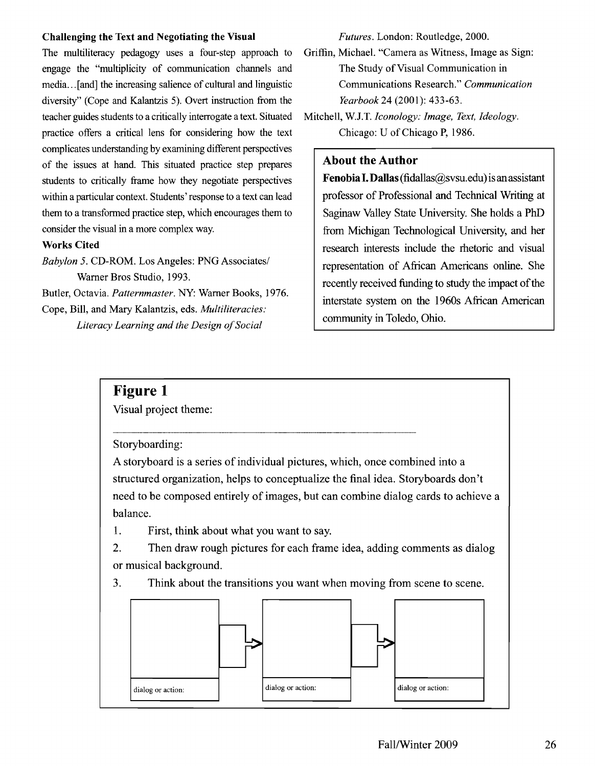### Challenging the Text and Negotiating the Visual

The multiliteracy pedagogy uses a four-step approach to engage the "multiplicity of communication channels and media…[and] the increasing salience of cultural and linguistic diversity" (Cope and Kalantzis 5). Overt instruction from the teacher guides students to a critically interrogate a text. Situated practice offers a critical lens for considering how the text complicates understanding by examining different perspectives of the issues at hand. This situated practice step prepares students to critically frame how they negotiate perspectives within a particular context. Students' response to a text can lead them to a transformed practice step, which encourages them to consider the visual in a more complex way.

### Works Cited

*Babylon 5*. CD-ROM. Los Angeles: PNG Associates/ Warner Bros Studio, 1993.

Butler, Octavia. *Patternmaster*. NY: Warner Books, 1976.

Cope, Bill, and Mary Kalantzis, eds. *Multiliteracies: Literacy Learning and the Design of Social Futures*. London: Routledge, 2000.

Griffin, Michael. "Camera as Witness, Image as Sign: The Study of Visual Communication in Communications Research." *Communication Yearbook* 24 (2001): 433-63.

Mitchell, W.J.T. *Iconology: Image, Text, Ideology*. Chicago: U of Chicago P, 1986.

### About the Author

**Fenobia I. Dallas** (fidallas@svsu.edu) is an assistant professor of Professional and Technical Writing at Saginaw Valley State University. She holds a PhD from Michigan Technological University, and her research interests include the rhetoric and visual representation of African Americans online. She recently received funding to study the impact of the interstate system on the 1960s African American community in Toledo, Ohio.

## Figure 1

Visual project theme:

\_\_\_\_\_\_\_\_\_\_\_\_\_\_\_\_\_\_\_\_\_\_\_\_\_\_\_\_\_\_\_\_\_\_\_\_\_\_\_\_\_\_\_\_

Storyboarding:

A storyboard is a series of individual pictures, which, once combined into a structured organization, helps to conceptualize the final idea. Storyboards don't need to be composed entirely of images, but can combine dialog cards to achieve a balance.

1. First, think about what you want to say.
2. Then draw rough pictures for each frame idea, adding comments as dialog or musical background.
3. Think about the transitions you want when moving from scene to scene.

| [frame] | → | [frame] | → | [frame] |
|---|---|---|---|---|
| dialog or action: | | dialog or action: | | dialog or action: |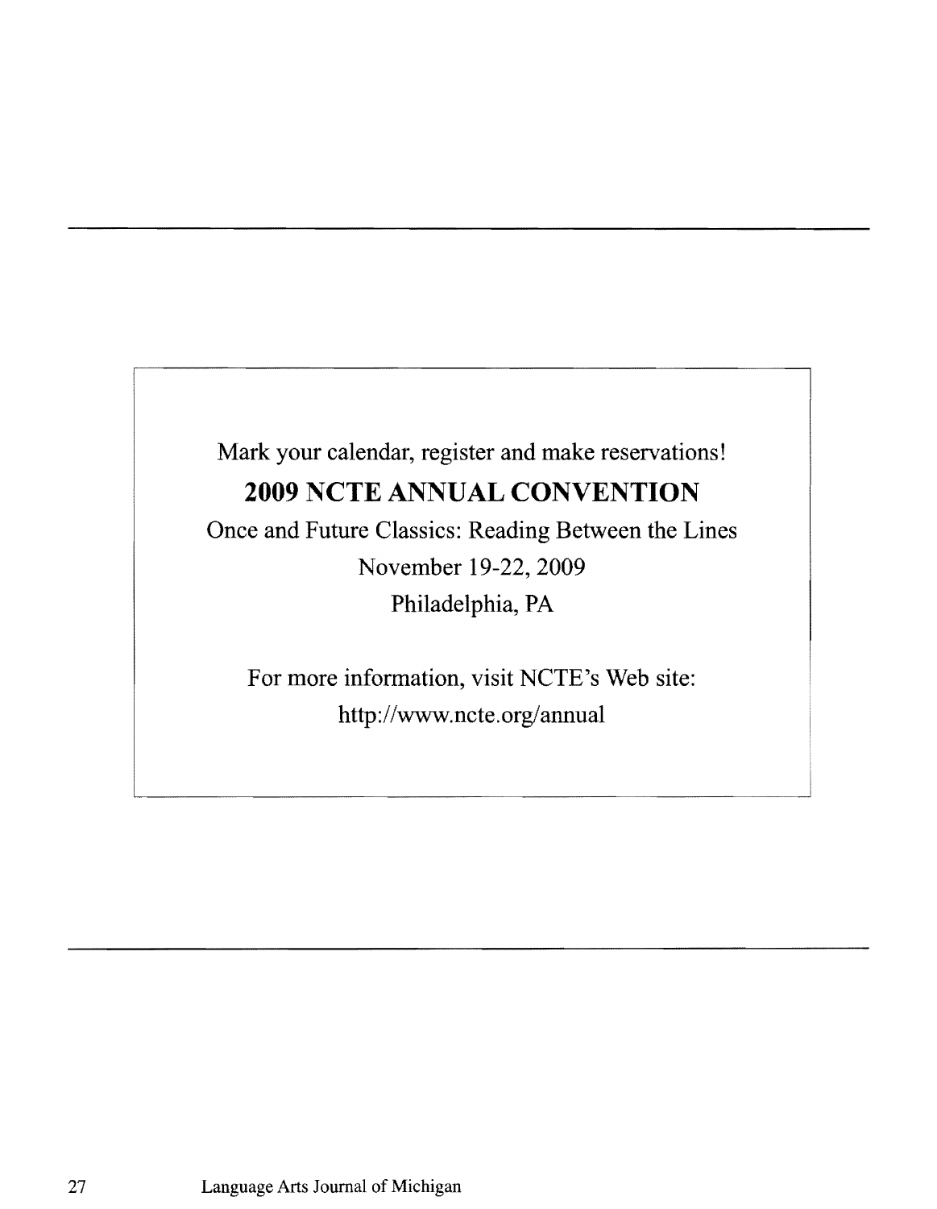Mark your calendar, register and make reservations!

**2009 NCTE ANNUAL CONVENTION**

Once and Future Classics: Reading Between the Lines

November 19-22, 2009

Philadelphia, PA

For more information, visit NCTE's Web site:

http://www.ncte.org/annual